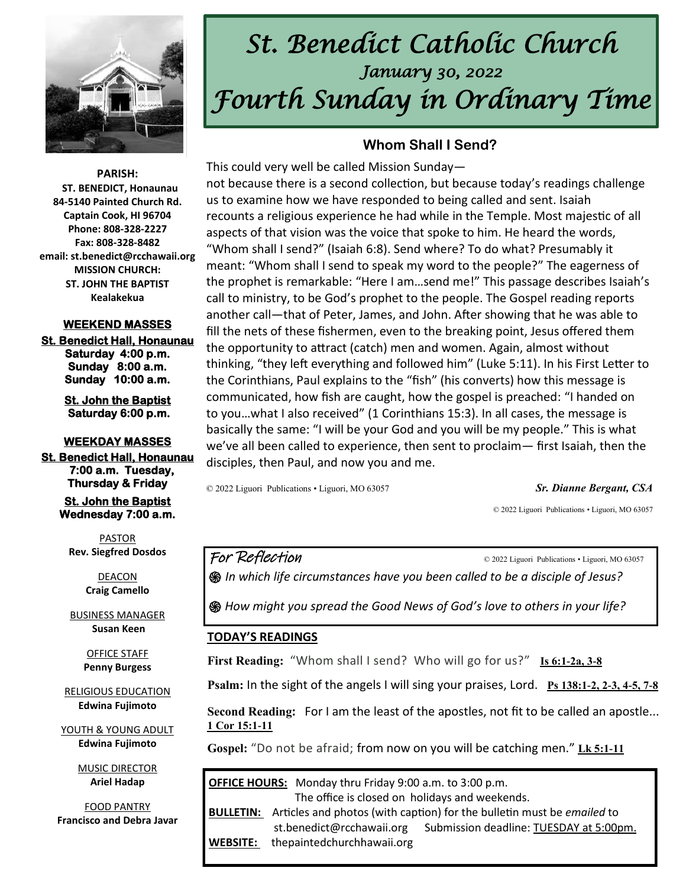# St. Benedict Catholic Church

## January 30, 2022

## Fourth Sunday in Ordinary Time

**PARISH:**
**ST. BENEDICT, Honaunau**
**84-5140 Painted Church Rd.**
**Captain Cook, HI 96704**
**Phone: 808-328-2227**
**Fax: 808-328-8482**
**email: st.benedict@rcchawaii.org**
**MISSION CHURCH:**
**ST. JOHN THE BAPTIST**
**Kealakekua**

**WEEKEND MASSES**

**St. Benedict Hall, Honaunau**
**Saturday 4:00 p.m.**
**Sunday 8:00 a.m.**
**Sunday 10:00 a.m.**

**St. John the Baptist**
**Saturday 6:00 p.m.**

**WEEKDAY MASSES**

**St. Benedict Hall, Honaunau**
**7:00 a.m. Tuesday, Thursday & Friday**

**St. John the Baptist**
**Wednesday 7:00 a.m.**

PASTOR
**Rev. Siegfred Dosdos**

DEACON
**Craig Camello**

BUSINESS MANAGER
**Susan Keen**

OFFICE STAFF
**Penny Burgess**

RELIGIOUS EDUCATION
**Edwina Fujimoto**

YOUTH & YOUNG ADULT
**Edwina Fujimoto**

MUSIC DIRECTOR
**Ariel Hadap**

FOOD PANTRY
**Francisco and Debra Javar**

### Whom Shall I Send?

This could very well be called Mission Sunday—
not because there is a second collection, but because today's readings challenge us to examine how we have responded to being called and sent. Isaiah recounts a religious experience he had while in the Temple. Most majestic of all aspects of that vision was the voice that spoke to him. He heard the words, "Whom shall I send?" (Isaiah 6:8). Send where? To do what? Presumably it meant: "Whom shall I send to speak my word to the people?" The eagerness of the prophet is remarkable: "Here I am…send me!" This passage describes Isaiah's call to ministry, to be God's prophet to the people. The Gospel reading reports another call—that of Peter, James, and John. After showing that he was able to fill the nets of these fishermen, even to the breaking point, Jesus offered them the opportunity to attract (catch) men and women. Again, almost without thinking, "they left everything and followed him" (Luke 5:11). In his First Letter to the Corinthians, Paul explains to the "fish" (his converts) how this message is communicated, how fish are caught, how the gospel is preached: "I handed on to you…what I also received" (1 Corinthians 15:3). In all cases, the message is basically the same: "I will be your God and you will be my people." This is what we've all been called to experience, then sent to proclaim— first Isaiah, then the disciples, then Paul, and now you and me.

© 2022 Liguori Publications • Liguori, MO 63057 — ***Sr. Dianne Bergant, CSA***

© 2022 Liguori Publications • Liguori, MO 63057

### For Reflection

© 2022 Liguori Publications • Liguori, MO 63057

- *In which life circumstances have you been called to be a disciple of Jesus?*
- *How might you spread the Good News of God's love to others in your life?*

### TODAY'S READINGS

**First Reading:** "Whom shall I send? Who will go for us?" **Is 6:1-2a, 3-8**

**Psalm:** In the sight of the angels I will sing your praises, Lord. **Ps 138:1-2, 2-3, 4-5, 7-8**

**Second Reading:** For I am the least of the apostles, not fit to be called an apostle... **1 Cor 15:1-11**

**Gospel:** "Do not be afraid; from now on you will be catching men." **Lk 5:1-11**

**OFFICE HOURS:** Monday thru Friday 9:00 a.m. to 3:00 p.m.
The office is closed on holidays and weekends.

**BULLETIN:** Articles and photos (with caption) for the bulletin must be *emailed* to st.benedict@rcchawaii.org Submission deadline: TUESDAY at 5:00pm.

**WEBSITE:** thepaintedchurchhawaii.org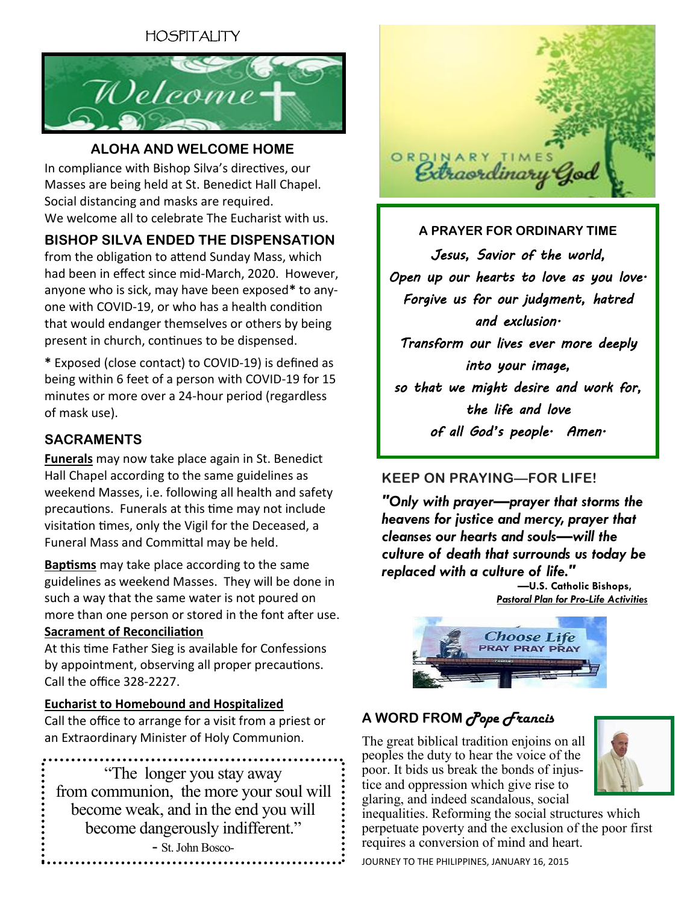HOSPITALITY

## ALOHA AND WELCOME HOME

In compliance with Bishop Silva's directives, our Masses are being held at St. Benedict Hall Chapel. Social distancing and masks are required. We welcome all to celebrate The Eucharist with us.

## BISHOP SILVA ENDED THE DISPENSATION

from the obligation to attend Sunday Mass, which had been in effect since mid-March, 2020. However, anyone who is sick, may have been exposed* to anyone with COVID-19, or who has a health condition that would endanger themselves or others by being present in church, continues to be dispensed.

* Exposed (close contact) to COVID-19) is defined as being within 6 feet of a person with COVID-19 for 15 minutes or more over a 24-hour period (regardless of mask use).

## SACRAMENTS

**Funerals** may now take place again in St. Benedict Hall Chapel according to the same guidelines as weekend Masses, i.e. following all health and safety precautions. Funerals at this time may not include visitation times, only the Vigil for the Deceased, a Funeral Mass and Committal may be held.

**Baptisms** may take place according to the same guidelines as weekend Masses. They will be done in such a way that the same water is not poured on more than one person or stored in the font after use.

**Sacrament of Reconciliation**

At this time Father Sieg is available for Confessions by appointment, observing all proper precautions. Call the office 328-2227.

**Eucharist to Homebound and Hospitalized**

Call the office to arrange for a visit from a priest or an Extraordinary Minister of Holy Communion.

"The longer you stay away from communion, the more your soul will become weak, and in the end you will become dangerously indifferent."

- St. John Bosco-

ORDINARY TIMES *Extraordinary God*

### A PRAYER FOR ORDINARY TIME

*Jesus, Savior of the world,*
*Open up our hearts to love as you love.*
*Forgive us for our judgment, hatred and exclusion.*
*Transform our lives ever more deeply into your image,*
*so that we might desire and work for, the life and love of all God's people. Amen.*

## KEEP ON PRAYING—FOR LIFE!

***"Only with prayer—prayer that storms the heavens for justice and mercy, prayer that cleanses our hearts and souls—will the culture of death that surrounds us today be replaced with a culture of life."***

**—U.S. Catholic Bishops, *Pastoral Plan for Pro-Life Activities***

Choose Life
PRAY PRAY PRAY

## A WORD FROM *Pope Francis*

The great biblical tradition enjoins on all peoples the duty to hear the voice of the poor. It bids us break the bonds of injustice and oppression which give rise to glaring, and indeed scandalous, social inequalities. Reforming the social structures which perpetuate poverty and the exclusion of the poor first requires a conversion of mind and heart.

JOURNEY TO THE PHILIPPINES, JANUARY 16, 2015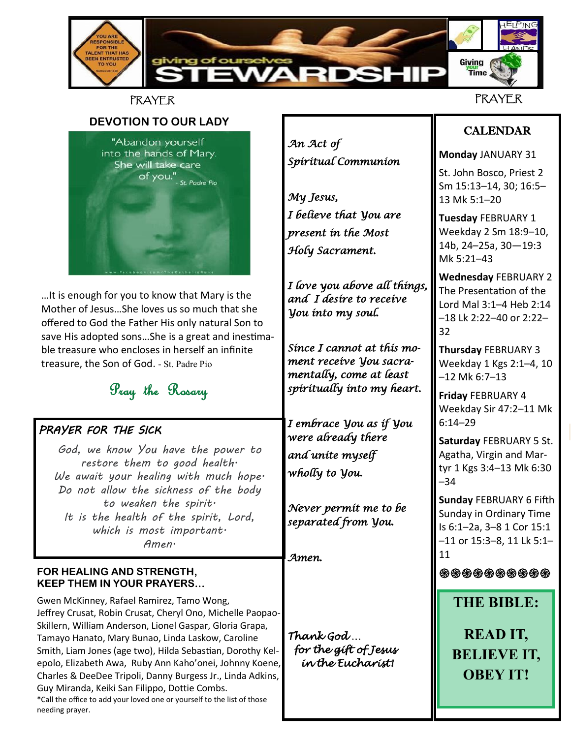giving of ourselves

# STEWARDSHIP

YOU ARE RESPONSIBLE FOR THE TALENT THAT HAS BEEN ENTRUSTED TO YOU

HELPING HANDS

Giving your Time

PRAYER

## DEVOTION TO OUR LADY

"Abandon yourself into the hands of Mary. She will take care of you." - St. Padre Pio

…It is enough for you to know that Mary is the Mother of Jesus…She loves us so much that she offered to God the Father His only natural Son to save His adopted sons…She is a great and inestimable treasure who encloses in herself an infinite treasure, the Son of God. - St. Padre Pio

*Pray the Rosary*

### PRAYER FOR THE SICK

*God, we know You have the power to restore them to good health.*
*We await your healing with much hope.*
*Do not allow the sickness of the body to weaken the spirit.*
*It is the health of the spirit, Lord, which is most important.*
*Amen.*

### FOR HEALING AND STRENGTH, KEEP THEM IN YOUR PRAYERS…

Gwen McKinney, Rafael Ramirez, Tamo Wong, Jeffrey Crusat, Robin Crusat, Cheryl Ono, Michelle Paopao-Skillern, William Anderson, Lionel Gaspar, Gloria Grapa, Tamayo Hanato, Mary Bunao, Linda Laskow, Caroline Smith, Liam Jones (age two), Hilda Sebastian, Dorothy Kelepolo, Elizabeth Awa, Ruby Ann Kaho'onei, Johnny Koene, Charles & DeeDee Tripoli, Danny Burgess Jr., Linda Adkins, Guy Miranda, Keiki San Filippo, Dottie Combs.

*Call the office to add your loved one or yourself to the list of those needing prayer.

*An Act of Spiritual Communion*

*My Jesus,*
*I believe that You are present in the Most Holy Sacrament.*

*I love you above all things, and I desire to receive You into my soul.*

*Since I cannot at this moment receive You sacramentally, come at least spiritually into my heart.*

*I embrace You as if You were already there and unite myself wholly to You.*

*Never permit me to be separated from You.*

*Amen.*

*Thank God… for the gift of Jesus in the Eucharist!*

PRAYER

## CALENDAR

**Monday** JANUARY 31
St. John Bosco, Priest 2 Sm 15:13–14, 30; 16:5–13 Mk 5:1–20

**Tuesday** FEBRUARY 1
Weekday 2 Sm 18:9–10, 14b, 24–25a, 30—19:3 Mk 5:21–43

**Wednesday** FEBRUARY 2
The Presentation of the Lord Mal 3:1–4 Heb 2:14–18 Lk 2:22–40 or 2:22–32

**Thursday** FEBRUARY 3
Weekday 1 Kgs 2:1–4, 10–12 Mk 6:7–13

**Friday** FEBRUARY 4
Weekday Sir 47:2–11 Mk 6:14–29

**Saturday** FEBRUARY 5 St. Agatha, Virgin and Martyr 1 Kgs 3:4–13 Mk 6:30–34

**Sunday** FEBRUARY 6 Fifth Sunday in Ordinary Time Is 6:1–2a, 3–8 1 Cor 15:1–11 or 15:3–8, 11 Lk 5:1–11

**THE BIBLE:**

**READ IT, BELIEVE IT, OBEY IT!**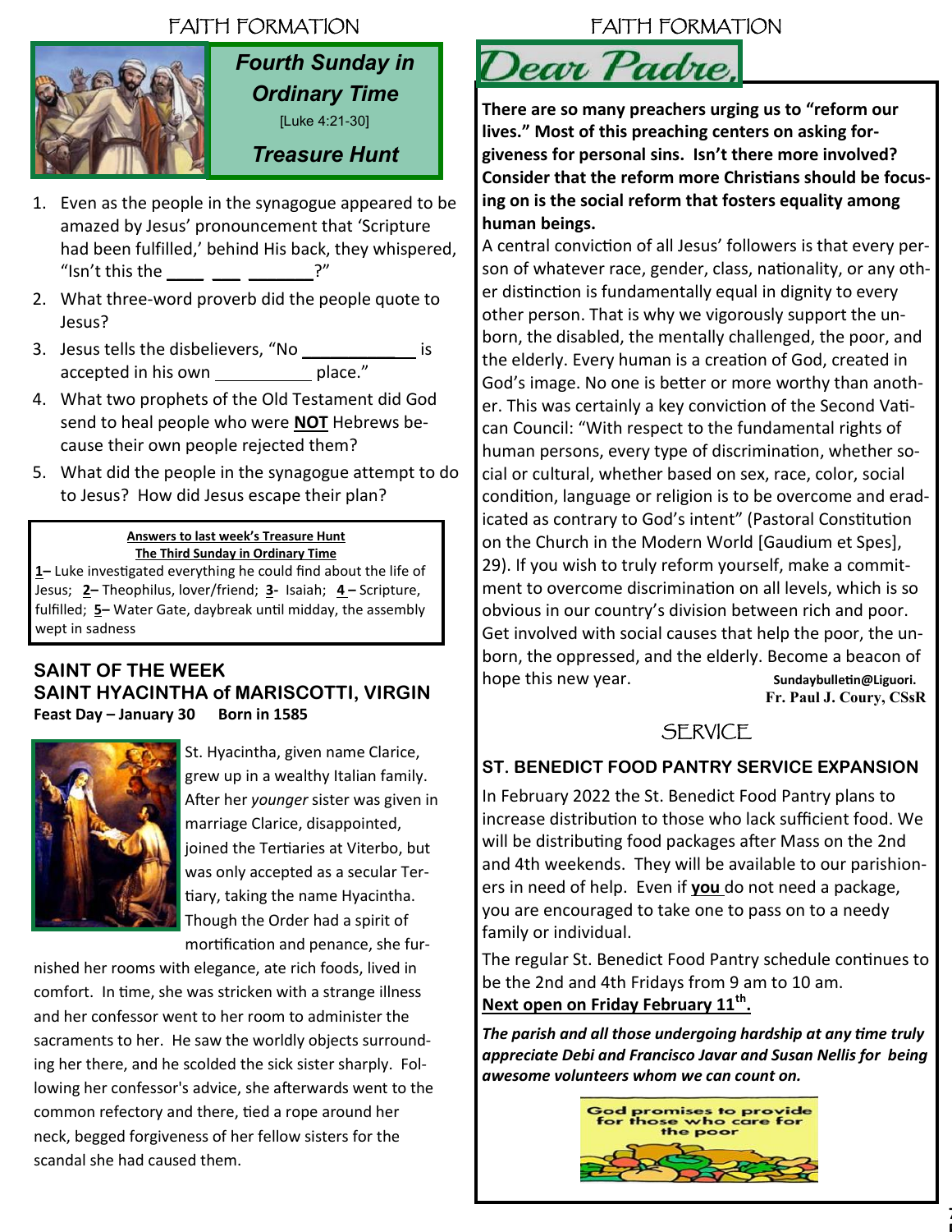## FAITH FORMATION

### Fourth Sunday in Ordinary Time

[Luke 4:21-30]

### Treasure Hunt

1. Even as the people in the synagogue appeared to be amazed by Jesus' pronouncement that 'Scripture had been fulfilled,' behind His back, they whispered, "Isn't the ____ ___ _______?"
2. What three-word proverb did the people quote to Jesus?
3. Jesus tells the disbelievers, "No ___________ is accepted in his own ___________ place."
4. What two prophets of the Old Testament did God send to heal people who were **NOT** Hebrews because their own people rejected them?
5. What did the people in the synagogue attempt to do to Jesus? How did Jesus escape their plan?

**Answers to last week's Treasure Hunt**
**The Third Sunday in Ordinary Time**

**1–** Luke investigated everything he could find about the life of Jesus; **2–** Theophilus, lover/friend; **3-** Isaiah; **4 –** Scripture, fulfilled; **5–** Water Gate, daybreak until midday, the assembly wept in sadness

## SAINT OF THE WEEK

### SAINT HYACINTHA of MARISCOTTI, VIRGIN

**Feast Day – January 30 Born in 1585**

St. Hyacintha, given name Clarice, grew up in a wealthy Italian family. After her *younger* sister was given in marriage Clarice, disappointed, joined the Tertiaries at Viterbo, but was only accepted as a secular Tertiary, taking the name Hyacintha. Though the Order had a spirit of mortification and penance, she furnished her rooms with elegance, ate rich foods, lived in comfort. In time, she was stricken with a strange illness and her confessor went to her room to administer the sacraments to her. He saw the worldly objects surrounding her there, and he scolded the sick sister sharply. Following her confessor's advice, she afterwards went to the common refectory and there, tied a rope around her neck, begged forgiveness of her fellow sisters for the scandal she had caused them.

## FAITH FORMATION

### Dear Padre,

**There are so many preachers urging us to "reform our lives." Most of this preaching centers on asking forgiveness for personal sins. Isn't there more involved? Consider that the reform more Christians should be focusing on is the social reform that fosters equality among human beings.**

A central conviction of all Jesus' followers is that every person of whatever race, gender, class, nationality, or any other distinction is fundamentally equal in dignity to every other person. That is why we vigorously support the unborn, the disabled, the mentally challenged, the poor, and the elderly. Every human is a creation of God, created in God's image. No one is better or more worthy than another. This was certainly a key conviction of the Second Vatican Council: "With respect to the fundamental rights of human persons, every type of discrimination, whether social or cultural, whether based on sex, race, color, social condition, language or religion is to be overcome and eradicated as contrary to God's intent" (Pastoral Constitution on the Church in the Modern World [Gaudium et Spes], 29). If you wish to truly reform yourself, make a commitment to overcome discrimination on all levels, which is so obvious in our country's division between rich and poor. Get involved with social causes that help the poor, the unborn, the oppressed, and the elderly. Become a beacon of hope this new year.

**Sundaybulletin@Liguori.**
**Fr. Paul J. Coury, CSsR**

## SERVICE

### ST. BENEDICT FOOD PANTRY SERVICE EXPANSION

In February 2022 the St. Benedict Food Pantry plans to increase distribution to those who lack sufficient food. We will be distributing food packages after Mass on the 2nd and 4th weekends. They will be available to our parishioners in need of help. Even if **you** do not need a package, you are encouraged to take one to pass on to a needy family or individual.

The regular St. Benedict Food Pantry schedule continues to be the 2nd and 4th Fridays from 9 am to 10 am.
**Next open on Friday February 11th.**

***The parish and all those undergoing hardship at any time truly appreciate Debi and Francisco Javar and Susan Nellis for being awesome volunteers whom we can count on.***

God promises to provide for those who care for the poor